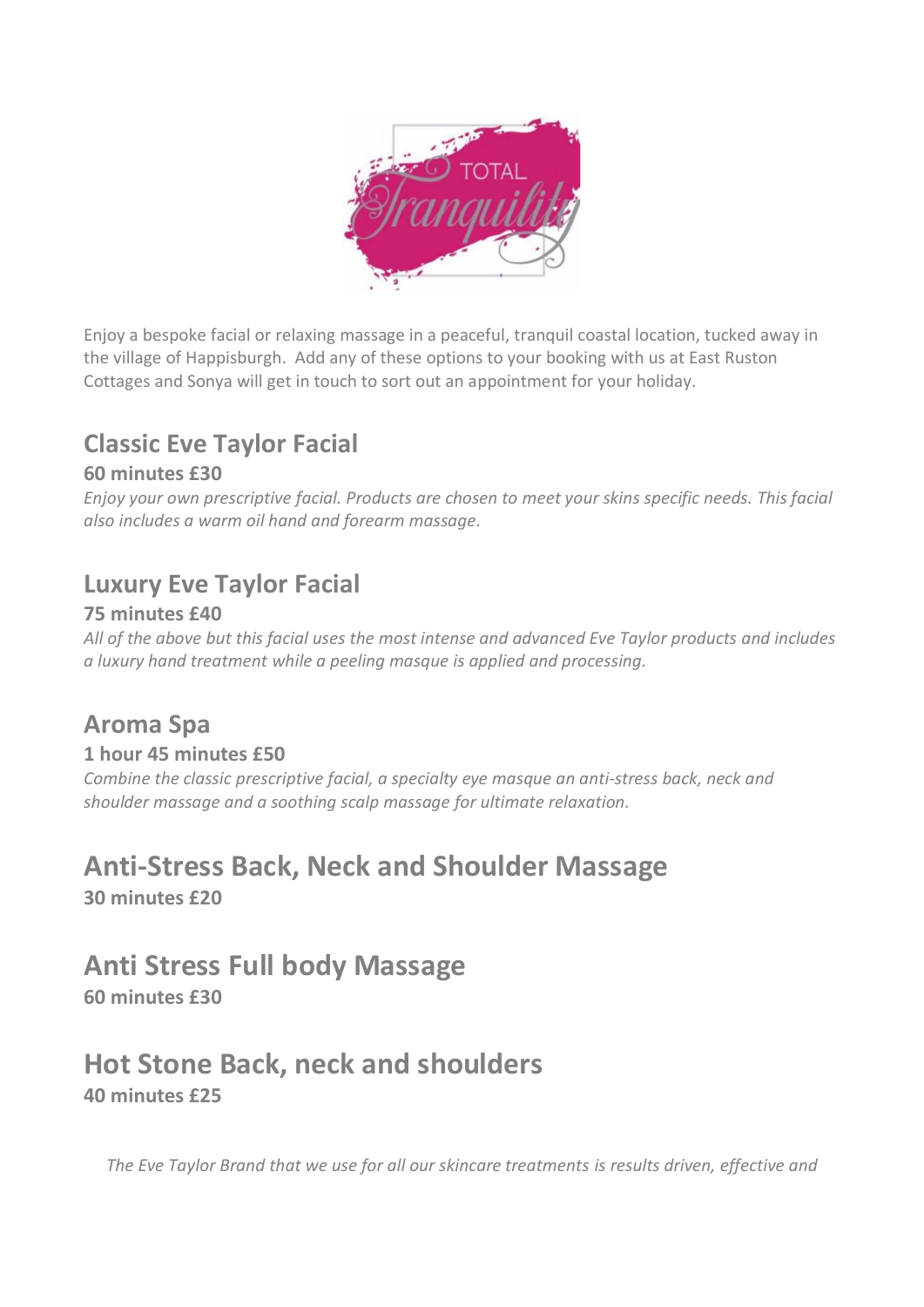Enjoy a bespoke facial or relaxing massage in a peaceful, tranquil coastal location, tucked away in the village of Happisburgh. Add any of these options to your booking with us at East Ruston Cottages and Sonya will get in touch to sort out an appointment for your holiday.

## Classic Eve Taylor Facial

**60 minutes £30**

*Enjoy your own prescriptive facial. Products are chosen to meet your skins specific needs. This facial also includes a warm oil hand and forearm massage.*

## Luxury Eve Taylor Facial

**75 minutes £40**

*All of the above but this facial uses the most intense and advanced Eve Taylor products and includes a luxury hand treatment while a peeling masque is applied and processing.*

## Aroma Spa

**1 hour 45 minutes £50**

*Combine the classic prescriptive facial, a specialty eye masque an anti-stress back, neck and shoulder massage and a soothing scalp massage for ultimate relaxation.*

# Anti-Stress Back, Neck and Shoulder Massage

**30 minutes £20**

# Anti Stress Full body Massage

**60 minutes £30**

# Hot Stone Back, neck and shoulders

**40 minutes £25**

*The Eve Taylor Brand that we use for all our skincare treatments is results driven, effective and*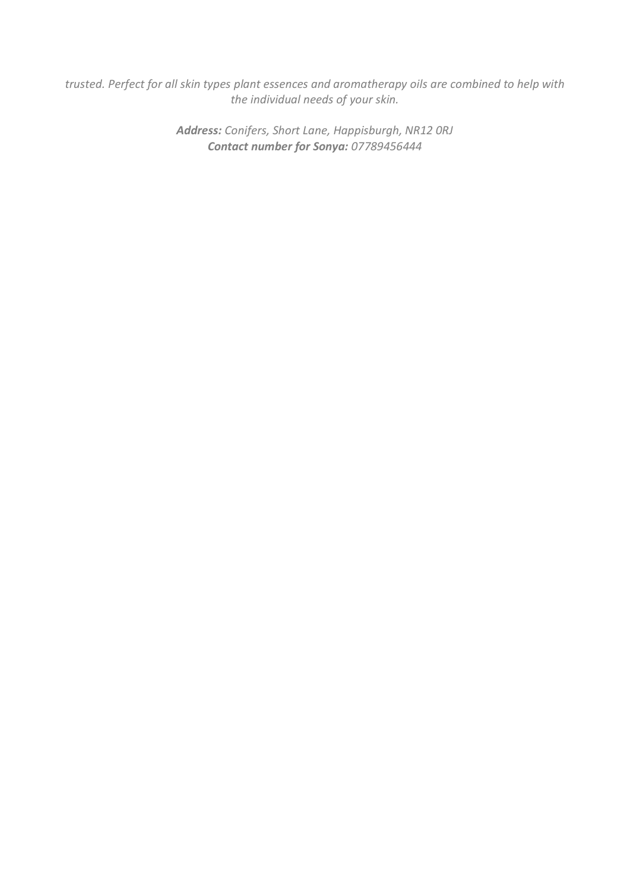*trusted. Perfect for all skin types plant essences and aromatherapy oils are combined to help with the individual needs of your skin.*

***Address:*** *Conifers, Short Lane, Happisburgh, NR12 0RJ*
***Contact number for Sonya:*** *07789456444*